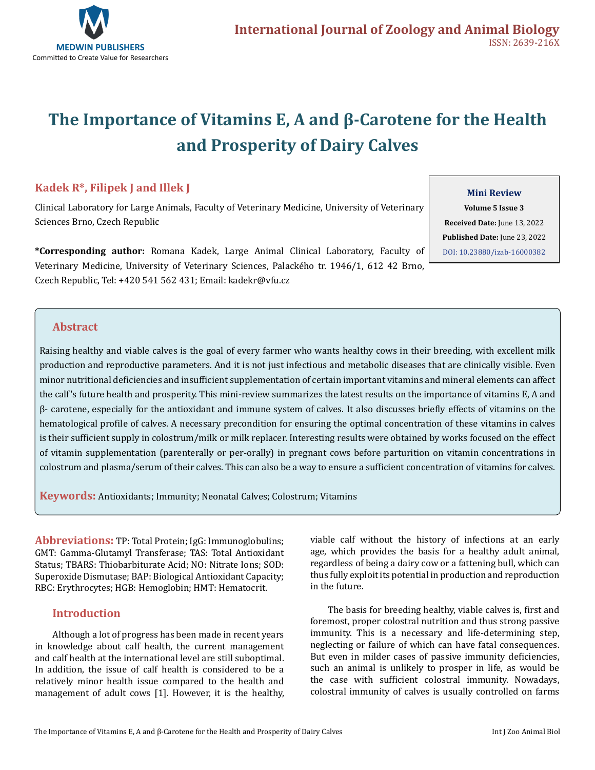# The Importance of Vitamins E, A and β-Carotene for the Health and Prosperity of Dairy Calves

**Kadek R*, Filipek J and Illek J**

Clinical Laboratory for Large Animals, Faculty of Veterinary Medicine, University of Veterinary Sciences Brno, Czech Republic

***Corresponding author:** Romana Kadek, Large Animal Clinical Laboratory, Faculty of Veterinary Medicine, University of Veterinary Sciences, Palackého tr. 1946/1, 612 42 Brno, Czech Republic, Tel: +420 541 562 431; Email: kadekr@vfu.cz

**Mini Review**
**Volume 5 Issue 3**
**Received Date:** June 13, 2022
**Published Date:** June 23, 2022
DOI: 10.23880/izab-16000382

## Abstract

Raising healthy and viable calves is the goal of every farmer who wants healthy cows in their breeding, with excellent milk production and reproductive parameters. And it is not just infectious and metabolic diseases that are clinically visible. Even minor nutritional deficiencies and insufficient supplementation of certain important vitamins and mineral elements can affect the calf's future health and prosperity. This mini-review summarizes the latest results on the importance of vitamins E, A and β- carotene, especially for the antioxidant and immune system of calves. It also discusses briefly effects of vitamins on the hematological profile of calves. A necessary precondition for ensuring the optimal concentration of these vitamins in calves is their sufficient supply in colostrum/milk or milk replacer. Interesting results were obtained by works focused on the effect of vitamin supplementation (parenterally or per-orally) in pregnant cows before parturition on vitamin concentrations in colostrum and plasma/serum of their calves. This can also be a way to ensure a sufficient concentration of vitamins for calves.

**Keywords:** Antioxidants; Immunity; Neonatal Calves; Colostrum; Vitamins

**Abbreviations:** TP: Total Protein; IgG: Immunoglobulins; GMT: Gamma-Glutamyl Transferase; TAS: Total Antioxidant Status; TBARS: Thiobarbiturate Acid; NO: Nitrate Ions; SOD: Superoxide Dismutase; BAP: Biological Antioxidant Capacity; RBC: Erythrocytes; HGB: Hemoglobin; HMT: Hematocrit.

## Introduction

Although a lot of progress has been made in recent years in knowledge about calf health, the current management and calf health at the international level are still suboptimal. In addition, the issue of calf health is considered to be a relatively minor health issue compared to the health and management of adult cows [1]. However, it is the healthy, viable calf without the history of infections at an early age, which provides the basis for a healthy adult animal, regardless of being a dairy cow or a fattening bull, which can thus fully exploit its potential in production and reproduction in the future.

The basis for breeding healthy, viable calves is, first and foremost, proper colostral nutrition and thus strong passive immunity. This is a necessary and life-determining step, neglecting or failure of which can have fatal consequences. But even in milder cases of passive immunity deficiencies, such an animal is unlikely to prosper in life, as would be the case with sufficient colostral immunity. Nowadays, colostral immunity of calves is usually controlled on farms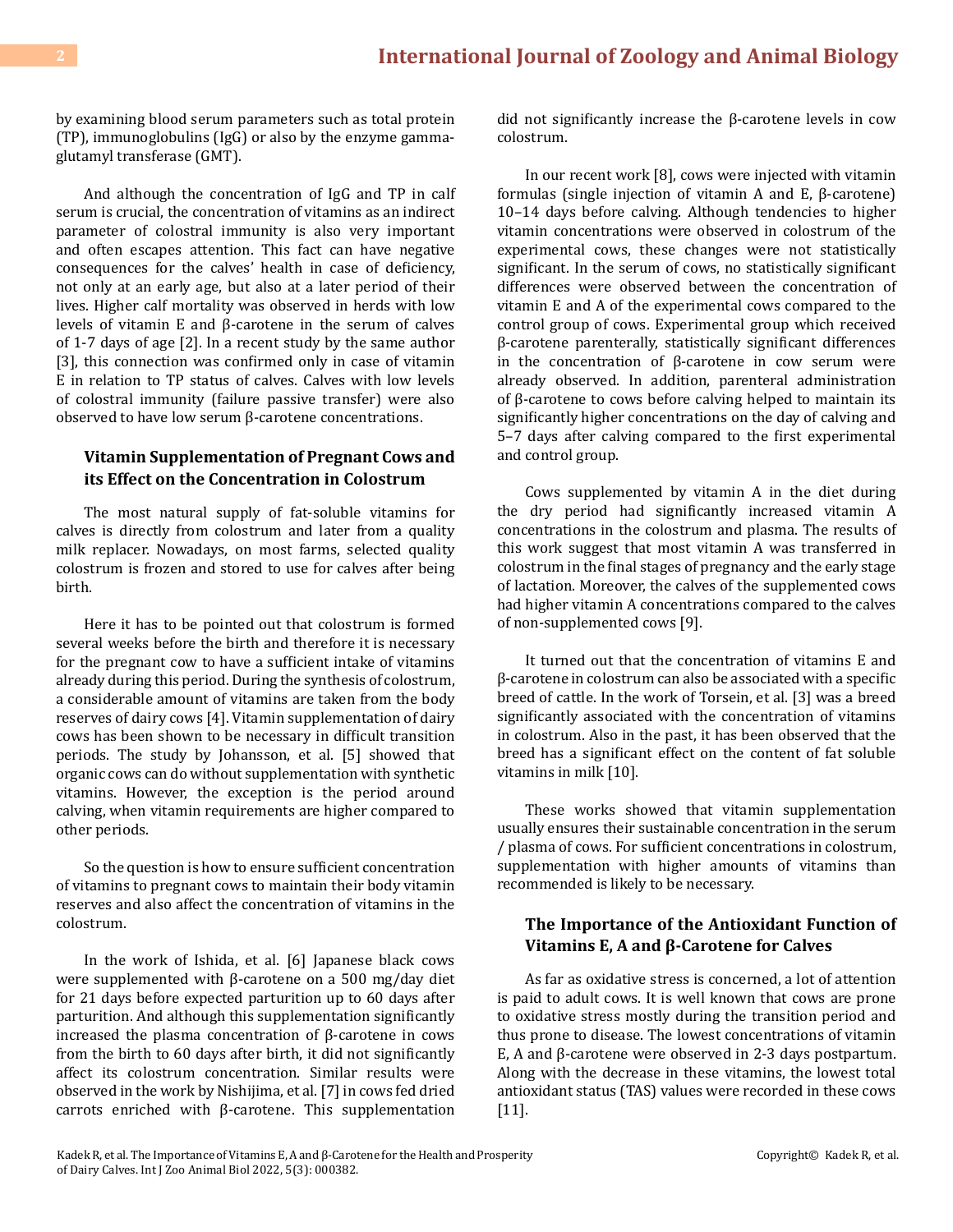by examining blood serum parameters such as total protein (TP), immunoglobulins (IgG) or also by the enzyme gamma-glutamyl transferase (GMT).

And although the concentration of IgG and TP in calf serum is crucial, the concentration of vitamins as an indirect parameter of colostral immunity is also very important and often escapes attention. This fact can have negative consequences for the calves' health in case of deficiency, not only at an early age, but also at a later period of their lives. Higher calf mortality was observed in herds with low levels of vitamin E and β-carotene in the serum of calves of 1-7 days of age [2]. In a recent study by the same author [3], this connection was confirmed only in case of vitamin E in relation to TP status of calves. Calves with low levels of colostral immunity (failure passive transfer) were also observed to have low serum β-carotene concentrations.

## Vitamin Supplementation of Pregnant Cows and its Effect on the Concentration in Colostrum

The most natural supply of fat-soluble vitamins for calves is directly from colostrum and later from a quality milk replacer. Nowadays, on most farms, selected quality colostrum is frozen and stored to use for calves after being birth.

Here it has to be pointed out that colostrum is formed several weeks before the birth and therefore it is necessary for the pregnant cow to have a sufficient intake of vitamins already during this period. During the synthesis of colostrum, a considerable amount of vitamins are taken from the body reserves of dairy cows [4]. Vitamin supplementation of dairy cows has been shown to be necessary in difficult transition periods. The study by Johansson, et al. [5] showed that organic cows can do without supplementation with synthetic vitamins. However, the exception is the period around calving, when vitamin requirements are higher compared to other periods.

So the question is how to ensure sufficient concentration of vitamins to pregnant cows to maintain their body vitamin reserves and also affect the concentration of vitamins in the colostrum.

In the work of Ishida, et al. [6] Japanese black cows were supplemented with β-carotene on a 500 mg/day diet for 21 days before expected parturition up to 60 days after parturition. And although this supplementation significantly increased the plasma concentration of β-carotene in cows from the birth to 60 days after birth, it did not significantly affect its colostrum concentration. Similar results were observed in the work by Nishijima, et al. [7] in cows fed dried carrots enriched with β-carotene. This supplementation did not significantly increase the β-carotene levels in cow colostrum.

In our recent work [8], cows were injected with vitamin formulas (single injection of vitamin A and E, β-carotene) 10–14 days before calving. Although tendencies to higher vitamin concentrations were observed in colostrum of the experimental cows, these changes were not statistically significant. In the serum of cows, no statistically significant differences were observed between the concentration of vitamin E and A of the experimental cows compared to the control group of cows. Experimental group which received β-carotene parenterally, statistically significant differences in the concentration of β-carotene in cow serum were already observed. In addition, parenteral administration of β-carotene to cows before calving helped to maintain its significantly higher concentrations on the day of calving and 5–7 days after calving compared to the first experimental and control group.

Cows supplemented by vitamin A in the diet during the dry period had significantly increased vitamin A concentrations in the colostrum and plasma. The results of this work suggest that most vitamin A was transferred in colostrum in the final stages of pregnancy and the early stage of lactation. Moreover, the calves of the supplemented cows had higher vitamin A concentrations compared to the calves of non-supplemented cows [9].

It turned out that the concentration of vitamins E and β-carotene in colostrum can also be associated with a specific breed of cattle. In the work of Torsein, et al. [3] was a breed significantly associated with the concentration of vitamins in colostrum. Also in the past, it has been observed that the breed has a significant effect on the content of fat soluble vitamins in milk [10].

These works showed that vitamin supplementation usually ensures their sustainable concentration in the serum / plasma of cows. For sufficient concentrations in colostrum, supplementation with higher amounts of vitamins than recommended is likely to be necessary.

## The Importance of the Antioxidant Function of Vitamins E, A and β-Carotene for Calves

As far as oxidative stress is concerned, a lot of attention is paid to adult cows. It is well known that cows are prone to oxidative stress mostly during the transition period and thus prone to disease. The lowest concentrations of vitamin E, A and β-carotene were observed in 2-3 days postpartum. Along with the decrease in these vitamins, the lowest total antioxidant status (TAS) values were recorded in these cows [11].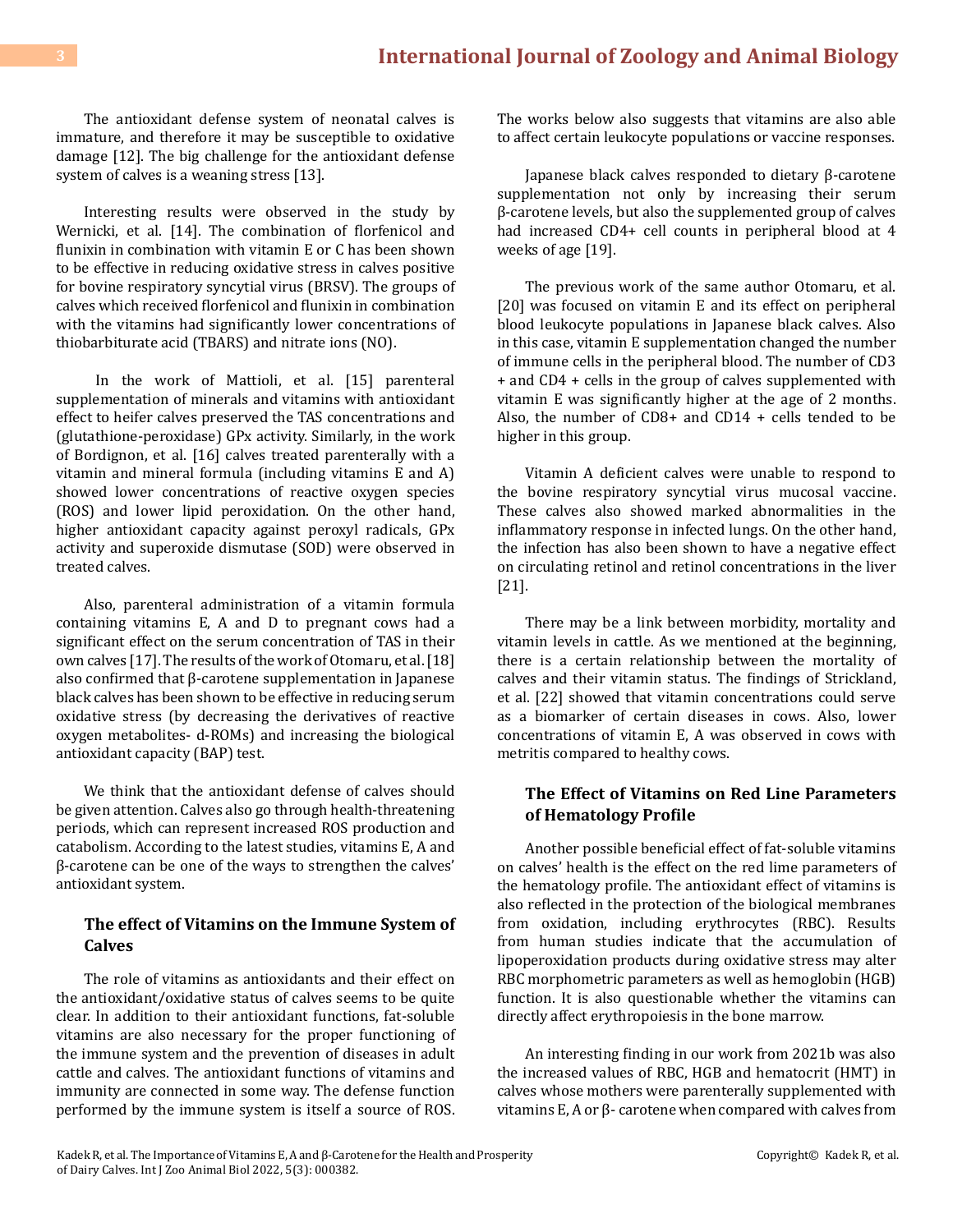The antioxidant defense system of neonatal calves is immature, and therefore it may be susceptible to oxidative damage [12]. The big challenge for the antioxidant defense system of calves is a weaning stress [13].

Interesting results were observed in the study by Wernicki, et al. [14]. The combination of florfenicol and flunixin in combination with vitamin E or C has been shown to be effective in reducing oxidative stress in calves positive for bovine respiratory syncytial virus (BRSV). The groups of calves which received florfenicol and flunixin in combination with the vitamins had significantly lower concentrations of thiobarbiturate acid (TBARS) and nitrate ions (NO).

In the work of Mattioli, et al. [15] parenteral supplementation of minerals and vitamins with antioxidant effect to heifer calves preserved the TAS concentrations and (glutathione-peroxidase) GPx activity. Similarly, in the work of Bordignon, et al. [16] calves treated parenterally with a vitamin and mineral formula (including vitamins E and A) showed lower concentrations of reactive oxygen species (ROS) and lower lipid peroxidation. On the other hand, higher antioxidant capacity against peroxyl radicals, GPx activity and superoxide dismutase (SOD) were observed in treated calves.

Also, parenteral administration of a vitamin formula containing vitamins E, A and D to pregnant cows had a significant effect on the serum concentration of TAS in their own calves [17]. The results of the work of Otomaru, et al. [18] also confirmed that β-carotene supplementation in Japanese black calves has been shown to be effective in reducing serum oxidative stress (by decreasing the derivatives of reactive oxygen metabolites- d-ROMs) and increasing the biological antioxidant capacity (BAP) test.

We think that the antioxidant defense of calves should be given attention. Calves also go through health-threatening periods, which can represent increased ROS production and catabolism. According to the latest studies, vitamins E, A and β-carotene can be one of the ways to strengthen the calves' antioxidant system.

## The effect of Vitamins on the Immune System of Calves

The role of vitamins as antioxidants and their effect on the antioxidant/oxidative status of calves seems to be quite clear. In addition to their antioxidant functions, fat-soluble vitamins are also necessary for the proper functioning of the immune system and the prevention of diseases in adult cattle and calves. The antioxidant functions of vitamins and immunity are connected in some way. The defense function performed by the immune system is itself a source of ROS. The works below also suggests that vitamins are also able to affect certain leukocyte populations or vaccine responses.

Japanese black calves responded to dietary β-carotene supplementation not only by increasing their serum β-carotene levels, but also the supplemented group of calves had increased CD4+ cell counts in peripheral blood at 4 weeks of age [19].

The previous work of the same author Otomaru, et al. [20] was focused on vitamin E and its effect on peripheral blood leukocyte populations in Japanese black calves. Also in this case, vitamin E supplementation changed the number of immune cells in the peripheral blood. The number of CD3 + and CD4 + cells in the group of calves supplemented with vitamin E was significantly higher at the age of 2 months. Also, the number of CD8+ and CD14 + cells tended to be higher in this group.

Vitamin A deficient calves were unable to respond to the bovine respiratory syncytial virus mucosal vaccine. These calves also showed marked abnormalities in the inflammatory response in infected lungs. On the other hand, the infection has also been shown to have a negative effect on circulating retinol and retinol concentrations in the liver [21].

There may be a link between morbidity, mortality and vitamin levels in cattle. As we mentioned at the beginning, there is a certain relationship between the mortality of calves and their vitamin status. The findings of Strickland, et al. [22] showed that vitamin concentrations could serve as a biomarker of certain diseases in cows. Also, lower concentrations of vitamin E, A was observed in cows with metritis compared to healthy cows.

## The Effect of Vitamins on Red Line Parameters of Hematology Profile

Another possible beneficial effect of fat-soluble vitamins on calves' health is the effect on the red lime parameters of the hematology profile. The antioxidant effect of vitamins is also reflected in the protection of the biological membranes from oxidation, including erythrocytes (RBC). Results from human studies indicate that the accumulation of lipoperoxidation products during oxidative stress may alter RBC morphometric parameters as well as hemoglobin (HGB) function. It is also questionable whether the vitamins can directly affect erythropoiesis in the bone marrow.

An interesting finding in our work from 2021b was also the increased values of RBC, HGB and hematocrit (HMT) in calves whose mothers were parenterally supplemented with vitamins E, A or β- carotene when compared with calves from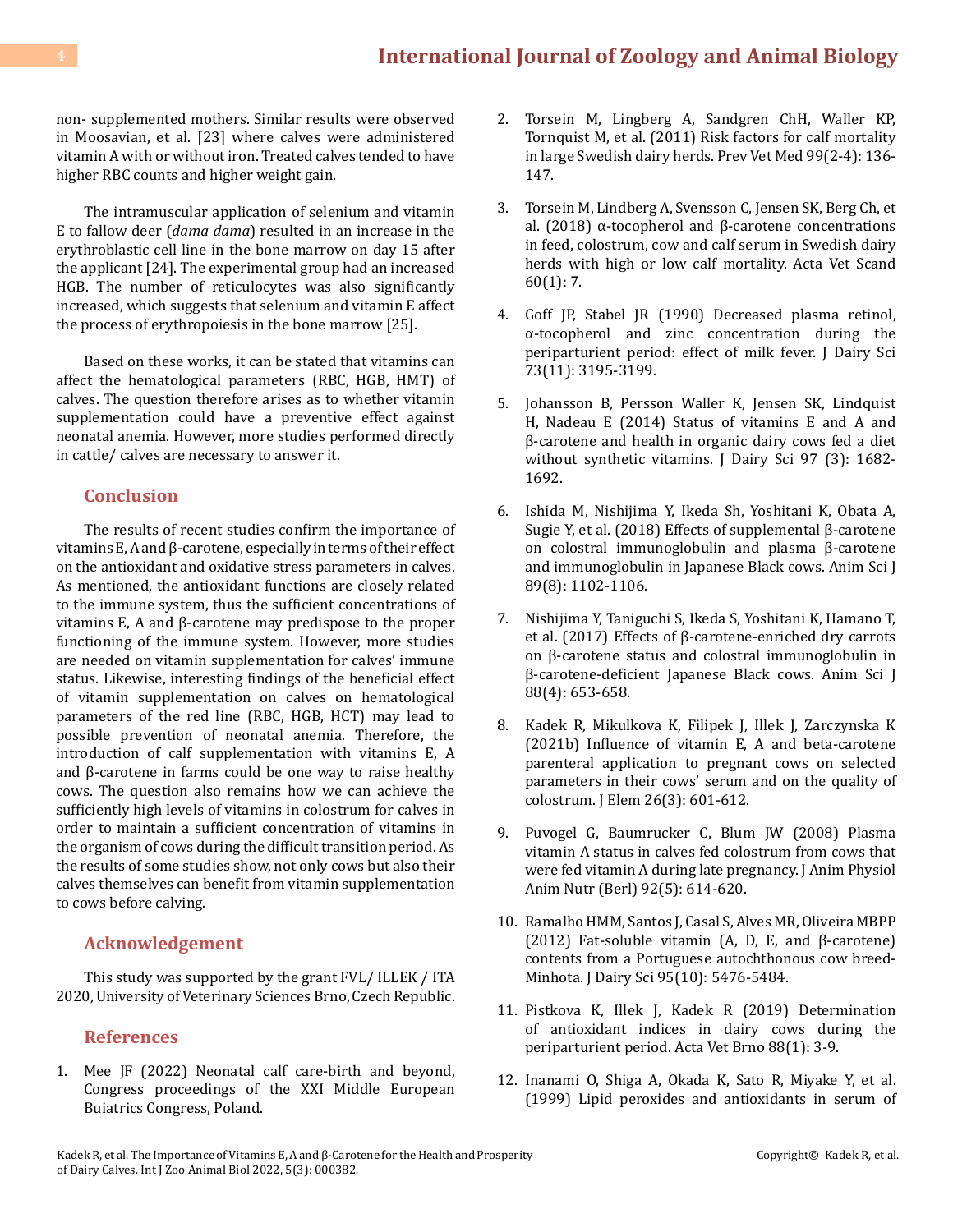non- supplemented mothers. Similar results were observed in Moosavian, et al. [23] where calves were administered vitamin A with or without iron. Treated calves tended to have higher RBC counts and higher weight gain.

The intramuscular application of selenium and vitamin E to fallow deer (*dama dama*) resulted in an increase in the erythroblastic cell line in the bone marrow on day 15 after the applicant [24]. The experimental group had an increased HGB. The number of reticulocytes was also significantly increased, which suggests that selenium and vitamin E affect the process of erythropoiesis in the bone marrow [25].

Based on these works, it can be stated that vitamins can affect the hematological parameters (RBC, HGB, HMT) of calves. The question therefore arises as to whether vitamin supplementation could have a preventive effect against neonatal anemia. However, more studies performed directly in cattle/ calves are necessary to answer it.

## Conclusion

The results of recent studies confirm the importance of vitamins E, A and β-carotene, especially in terms of their effect on the antioxidant and oxidative stress parameters in calves. As mentioned, the antioxidant functions are closely related to the immune system, thus the sufficient concentrations of vitamins E, A and β-carotene may predispose to the proper functioning of the immune system. However, more studies are needed on vitamin supplementation for calves' immune status. Likewise, interesting findings of the beneficial effect of vitamin supplementation on calves on hematological parameters of the red line (RBC, HGB, HCT) may lead to possible prevention of neonatal anemia. Therefore, the introduction of calf supplementation with vitamins E, A and β-carotene in farms could be one way to raise healthy cows. The question also remains how we can achieve the sufficiently high levels of vitamins in colostrum for calves in order to maintain a sufficient concentration of vitamins in the organism of cows during the difficult transition period. As the results of some studies show, not only cows but also their calves themselves can benefit from vitamin supplementation to cows before calving.

## Acknowledgement

This study was supported by the grant FVL/ ILLEK / ITA 2020, University of Veterinary Sciences Brno, Czech Republic.

## References

1. Mee JF (2022) Neonatal calf care-birth and beyond, Congress proceedings of the XXI Middle European Buiatrics Congress, Poland.
2. Torsein M, Lingberg A, Sandgren ChH, Waller KP, Tornquist M, et al. (2011) Risk factors for calf mortality in large Swedish dairy herds. Prev Vet Med 99(2-4): 136-147.
3. Torsein M, Lindberg A, Svensson C, Jensen SK, Berg Ch, et al. (2018) α-tocopherol and β-carotene concentrations in feed, colostrum, cow and calf serum in Swedish dairy herds with high or low calf mortality. Acta Vet Scand 60(1): 7.
4. Goff JP, Stabel JR (1990) Decreased plasma retinol, α-tocopherol and zinc concentration during the periparturient period: effect of milk fever. J Dairy Sci 73(11): 3195-3199.
5. Johansson B, Persson Waller K, Jensen SK, Lindquist H, Nadeau E (2014) Status of vitamins E and A and β-carotene and health in organic dairy cows fed a diet without synthetic vitamins. J Dairy Sci 97 (3): 1682-1692.
6. Ishida M, Nishijima Y, Ikeda Sh, Yoshitani K, Obata A, Sugie Y, et al. (2018) Effects of supplemental β-carotene on colostral immunoglobulin and plasma β-carotene and immunoglobulin in Japanese Black cows. Anim Sci J 89(8): 1102-1106.
7. Nishijima Y, Taniguchi S, Ikeda S, Yoshitani K, Hamano T, et al. (2017) Effects of β-carotene-enriched dry carrots on β-carotene status and colostral immunoglobulin in β-carotene-deficient Japanese Black cows. Anim Sci J 88(4): 653-658.
8. Kadek R, Mikulkova K, Filipek J, Illek J, Zarczynska K (2021b) Influence of vitamin E, A and beta-carotene parenteral application to pregnant cows on selected parameters in their cows' serum and on the quality of colostrum. J Elem 26(3): 601-612.
9. Puvogel G, Baumrucker C, Blum JW (2008) Plasma vitamin A status in calves fed colostrum from cows that were fed vitamin A during late pregnancy. J Anim Physiol Anim Nutr (Berl) 92(5): 614-620.
10. Ramalho HMM, Santos J, Casal S, Alves MR, Oliveira MBPP (2012) Fat-soluble vitamin (A, D, E, and β-carotene) contents from a Portuguese autochthonous cow breed-Minhota. J Dairy Sci 95(10): 5476-5484.
11. Pistkova K, Illek J, Kadek R (2019) Determination of antioxidant indices in dairy cows during the periparturient period. Acta Vet Brno 88(1): 3-9.
12. Inanami O, Shiga A, Okada K, Sato R, Miyake Y, et al. (1999) Lipid peroxides and antioxidants in serum of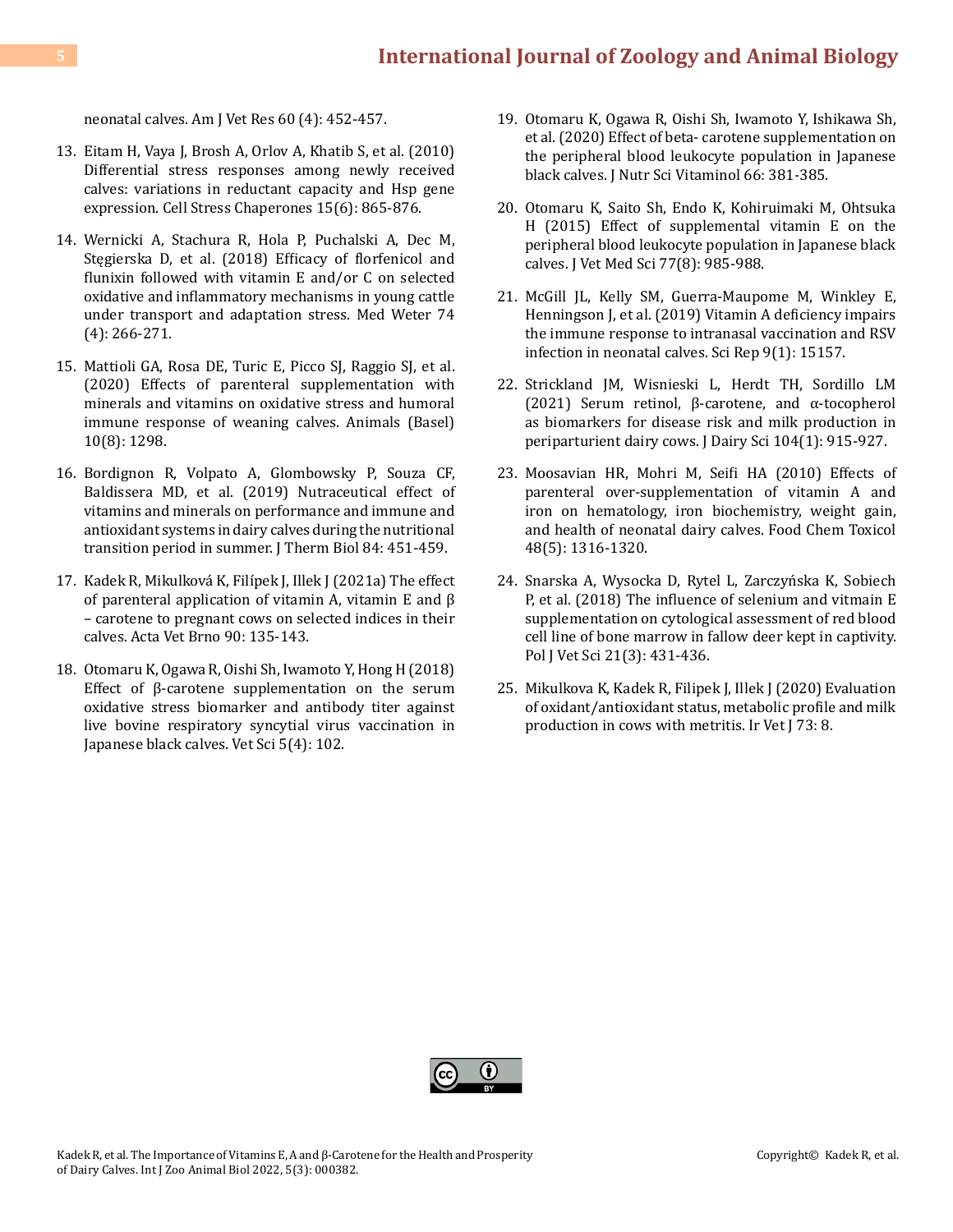neonatal calves. Am J Vet Res 60 (4): 452-457.

13. Eitam H, Vaya J, Brosh A, Orlov A, Khatib S, et al. (2010) Differential stress responses among newly received calves: variations in reductant capacity and Hsp gene expression. Cell Stress Chaperones 15(6): 865-876.

14. Wernicki A, Stachura R, Hola P, Puchalski A, Dec M, Stęgierska D, et al. (2018) Efficacy of florfenicol and flunixin followed with vitamin E and/or C on selected oxidative and inflammatory mechanisms in young cattle under transport and adaptation stress. Med Weter 74 (4): 266-271.

15. Mattioli GA, Rosa DE, Turic E, Picco SJ, Raggio SJ, et al. (2020) Effects of parenteral supplementation with minerals and vitamins on oxidative stress and humoral immune response of weaning calves. Animals (Basel) 10(8): 1298.

16. Bordignon R, Volpato A, Glombowsky P, Souza CF, Baldissera MD, et al. (2019) Nutraceutical effect of vitamins and minerals on performance and immune and antioxidant systems in dairy calves during the nutritional transition period in summer. J Therm Biol 84: 451-459.

17. Kadek R, Mikulková K, Filípek J, Illek J (2021a) The effect of parenteral application of vitamin A, vitamin E and β – carotene to pregnant cows on selected indices in their calves. Acta Vet Brno 90: 135-143.

18. Otomaru K, Ogawa R, Oishi Sh, Iwamoto Y, Hong H (2018) Effect of β-carotene supplementation on the serum oxidative stress biomarker and antibody titer against live bovine respiratory syncytial virus vaccination in Japanese black calves. Vet Sci 5(4): 102.

19. Otomaru K, Ogawa R, Oishi Sh, Iwamoto Y, Ishikawa Sh, et al. (2020) Effect of beta- carotene supplementation on the peripheral blood leukocyte population in Japanese black calves. J Nutr Sci Vitaminol 66: 381-385.

20. Otomaru K, Saito Sh, Endo K, Kohiruimaki M, Ohtsuka H (2015) Effect of supplemental vitamin E on the peripheral blood leukocyte population in Japanese black calves. J Vet Med Sci 77(8): 985-988.

21. McGill JL, Kelly SM, Guerra-Maupome M, Winkley E, Henningson J, et al. (2019) Vitamin A deficiency impairs the immune response to intranasal vaccination and RSV infection in neonatal calves. Sci Rep 9(1): 15157.

22. Strickland JM, Wisnieski L, Herdt TH, Sordillo LM (2021) Serum retinol, β-carotene, and α-tocopherol as biomarkers for disease risk and milk production in periparturient dairy cows. J Dairy Sci 104(1): 915-927.

23. Moosavian HR, Mohri M, Seifi HA (2010) Effects of parenteral over-supplementation of vitamin A and iron on hematology, iron biochemistry, weight gain, and health of neonatal dairy calves. Food Chem Toxicol 48(5): 1316-1320.

24. Snarska A, Wysocka D, Rytel L, Zarczyńska K, Sobiech P, et al. (2018) The influence of selenium and vitmain E supplementation on cytological assessment of red blood cell line of bone marrow in fallow deer kept in captivity. Pol J Vet Sci 21(3): 431-436.

25. Mikulkova K, Kadek R, Filipek J, Illek J (2020) Evaluation of oxidant/antioxidant status, metabolic profile and milk production in cows with metritis. Ir Vet J 73: 8.